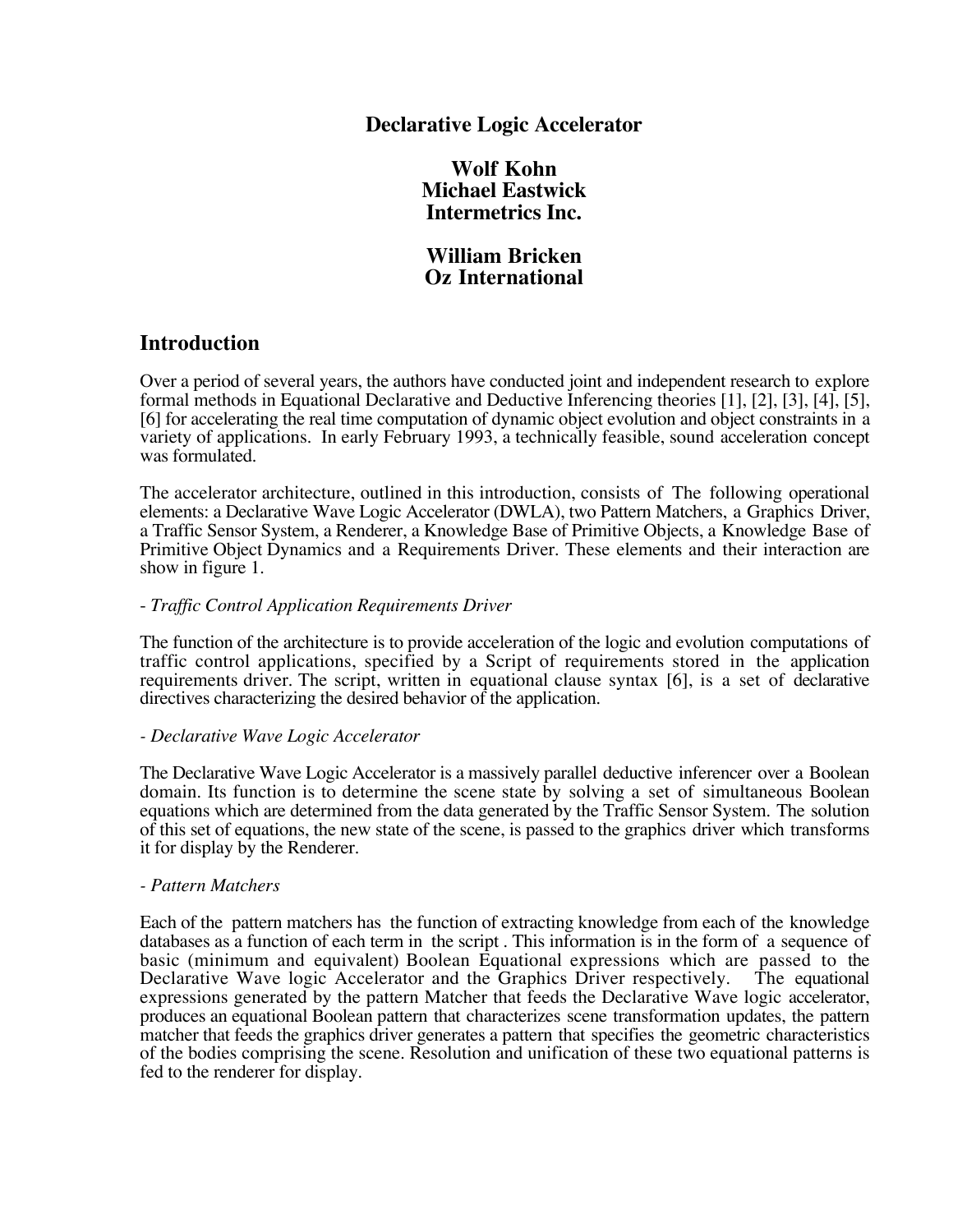# Declarative Logic Accelerator

**Wolf Kohn**
**Michael Eastwick**
**Intermetrics Inc.**

**William Bricken**
**Oz International**

## Introduction

Over a period of several years, the authors have conducted joint and independent research to explore formal methods in Equational Declarative and Deductive Inferencing theories [1], [2], [3], [4], [5], [6] for accelerating the real time computation of dynamic object evolution and object constraints in a variety of applications. In early February 1993, a technically feasible, sound acceleration concept was formulated.

The accelerator architecture, outlined in this introduction, consists of The following operational elements: a Declarative Wave Logic Accelerator (DWLA), two Pattern Matchers, a Graphics Driver, a Traffic Sensor System, a Renderer, a Knowledge Base of Primitive Objects, a Knowledge Base of Primitive Object Dynamics and a Requirements Driver. These elements and their interaction are show in figure 1.

- *Traffic Control Application Requirements Driver*

The function of the architecture is to provide acceleration of the logic and evolution computations of traffic control applications, specified by a Script of requirements stored in the application requirements driver. The script, written in equational clause syntax [6], is a set of declarative directives characterizing the desired behavior of the application.

- *Declarative Wave Logic Accelerator*

The Declarative Wave Logic Accelerator is a massively parallel deductive inferencer over a Boolean domain. Its function is to determine the scene state by solving a set of simultaneous Boolean equations which are determined from the data generated by the Traffic Sensor System. The solution of this set of equations, the new state of the scene, is passed to the graphics driver which transforms it for display by the Renderer.

- *Pattern Matchers*

Each of the pattern matchers has the function of extracting knowledge from each of the knowledge databases as a function of each term in the script . This information is in the form of a sequence of basic (minimum and equivalent) Boolean Equational expressions which are passed to the Declarative Wave logic Accelerator and the Graphics Driver respectively. The equational expressions generated by the pattern Matcher that feeds the Declarative Wave logic accelerator, produces an equational Boolean pattern that characterizes scene transformation updates, the pattern matcher that feeds the graphics driver generates a pattern that specifies the geometric characteristics of the bodies comprising the scene. Resolution and unification of these two equational patterns is fed to the renderer for display.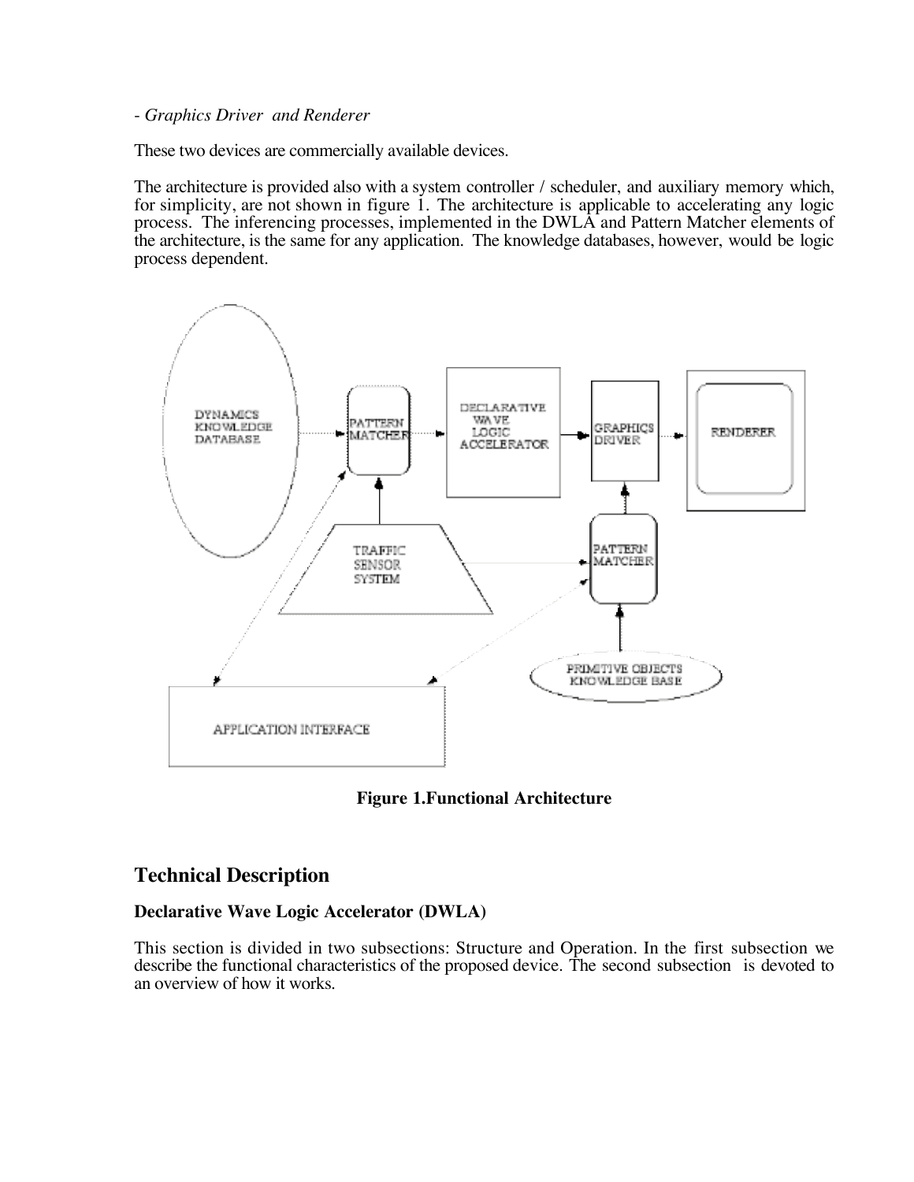- *Graphics Driver and Renderer*

These two devices are commercially available devices.

The architecture is provided also with a system controller / scheduler, and auxiliary memory which, for simplicity, are not shown in figure 1. The architecture is applicable to accelerating any logic process. The inferencing processes, implemented in the DWLA and Pattern Matcher elements of the architecture, is the same for any application. The knowledge databases, however, would be logic process dependent.

**Figure 1.Functional Architecture**

## Technical Description

### Declarative Wave Logic Accelerator (DWLA)

This section is divided in two subsections: Structure and Operation. In the first subsection we describe the functional characteristics of the proposed device. The second subsection is devoted to an overview of how it works.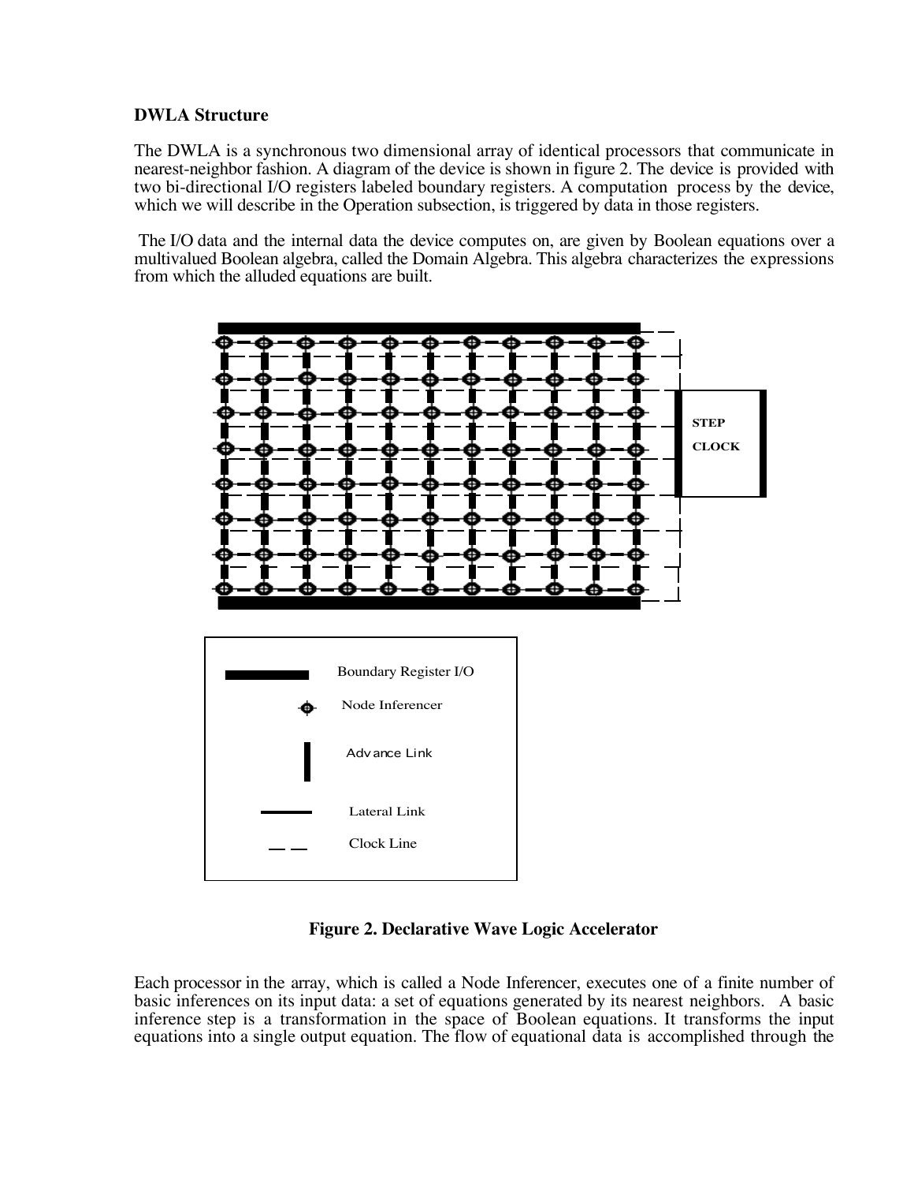**DWLA Structure**

The DWLA is a synchronous two dimensional array of identical processors that communicate in nearest-neighbor fashion. A diagram of the device is shown in figure 2. The device is provided with two bi-directional I/O registers labeled boundary registers. A computation process by the device, which we will describe in the Operation subsection, is triggered by data in those registers.

The I/O data and the internal data the device computes on, are given by Boolean equations over a multivalued Boolean algebra, called the Domain Algebra. This algebra characterizes the expressions from which the alluded equations are built.

**Figure 2. Declarative Wave Logic Accelerator**

Each processor in the array, which is called a Node Inferencer, executes one of a finite number of basic inferences on its input data: a set of equations generated by its nearest neighbors. A basic inference step is a transformation in the space of Boolean equations. It transforms the input equations into a single output equation. The flow of equational data is accomplished through the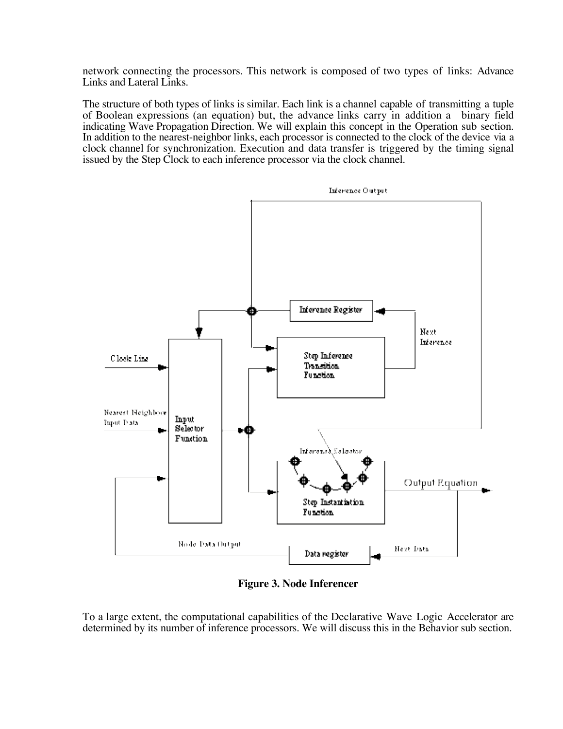network connecting the processors. This network is composed of two types of links: Advance Links and Lateral Links.

The structure of both types of links is similar. Each link is a channel capable of transmitting a tuple of Boolean expressions (an equation) but, the advance links carry in addition a binary field indicating Wave Propagation Direction. We will explain this concept in the Operation sub section. In addition to the nearest-neighbor links, each processor is connected to the clock of the device via a clock channel for synchronization. Execution and data transfer is triggered by the timing signal issued by the Step Clock to each inference processor via the clock channel.

**Figure 3. Node Inferencer**

To a large extent, the computational capabilities of the Declarative Wave Logic Accelerator are determined by its number of inference processors. We will discuss this in the Behavior sub section.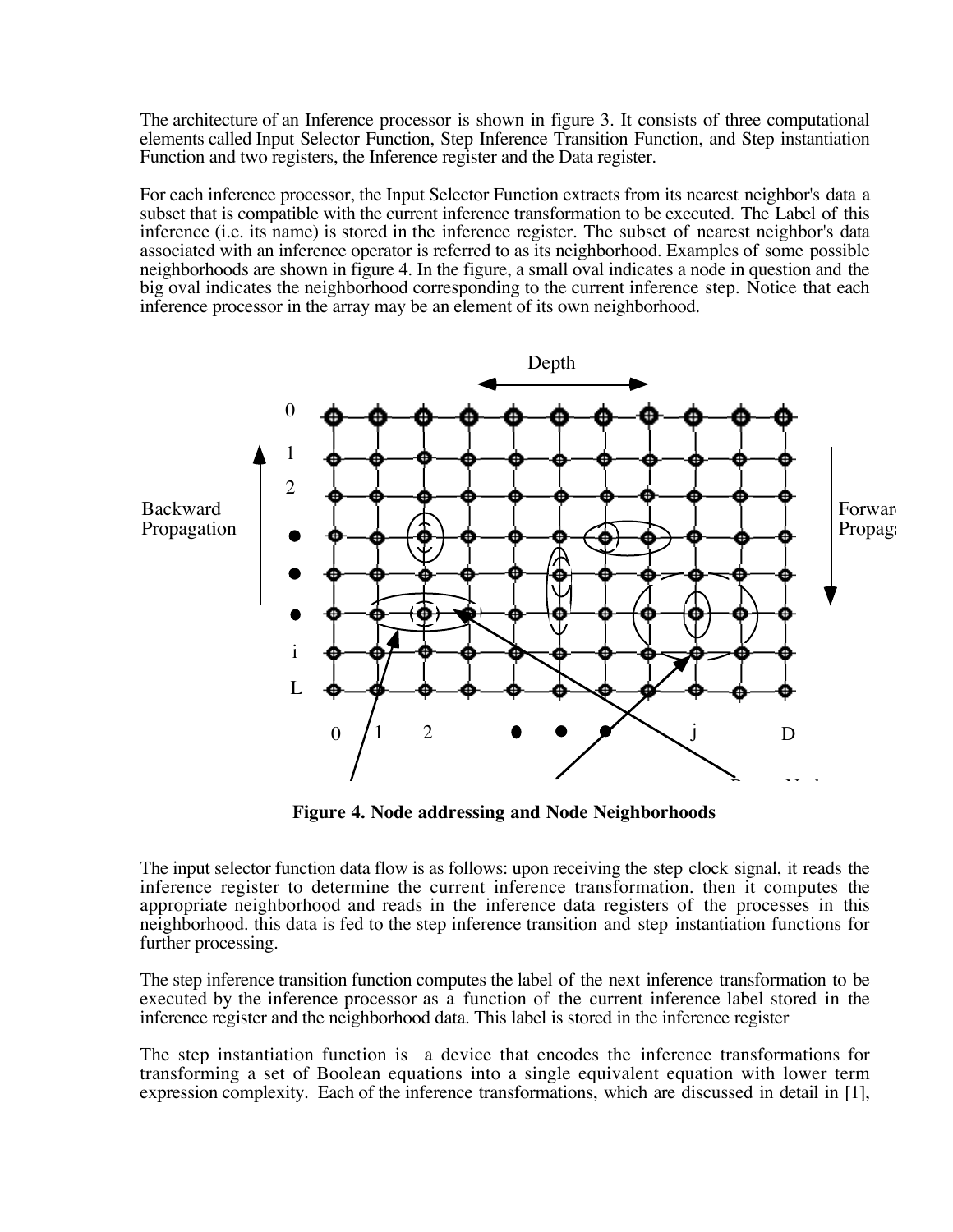The architecture of an Inference processor is shown in figure 3. It consists of three computational elements called Input Selector Function, Step Inference Transition Function, and Step instantiation Function and two registers, the Inference register and the Data register.

For each inference processor, the Input Selector Function extracts from its nearest neighbor's data a subset that is compatible with the current inference transformation to be executed. The Label of this inference (i.e. its name) is stored in the inference register. The subset of nearest neighbor's data associated with an inference operator is referred to as its neighborhood. Examples of some possible neighborhoods are shown in figure 4. In the figure, a small oval indicates a node in question and the big oval indicates the neighborhood corresponding to the current inference step. Notice that each inference processor in the array may be an element of its own neighborhood.

**Figure 4. Node addressing and Node Neighborhoods**

The input selector function data flow is as follows: upon receiving the step clock signal, it reads the inference register to determine the current inference transformation. then it computes the appropriate neighborhood and reads in the inference data registers of the processes in this neighborhood. this data is fed to the step inference transition and step instantiation functions for further processing.

The step inference transition function computes the label of the next inference transformation to be executed by the inference processor as a function of the current inference label stored in the inference register and the neighborhood data. This label is stored in the inference register

The step instantiation function is a device that encodes the inference transformations for transforming a set of Boolean equations into a single equivalent equation with lower term expression complexity. Each of the inference transformations, which are discussed in detail in [1],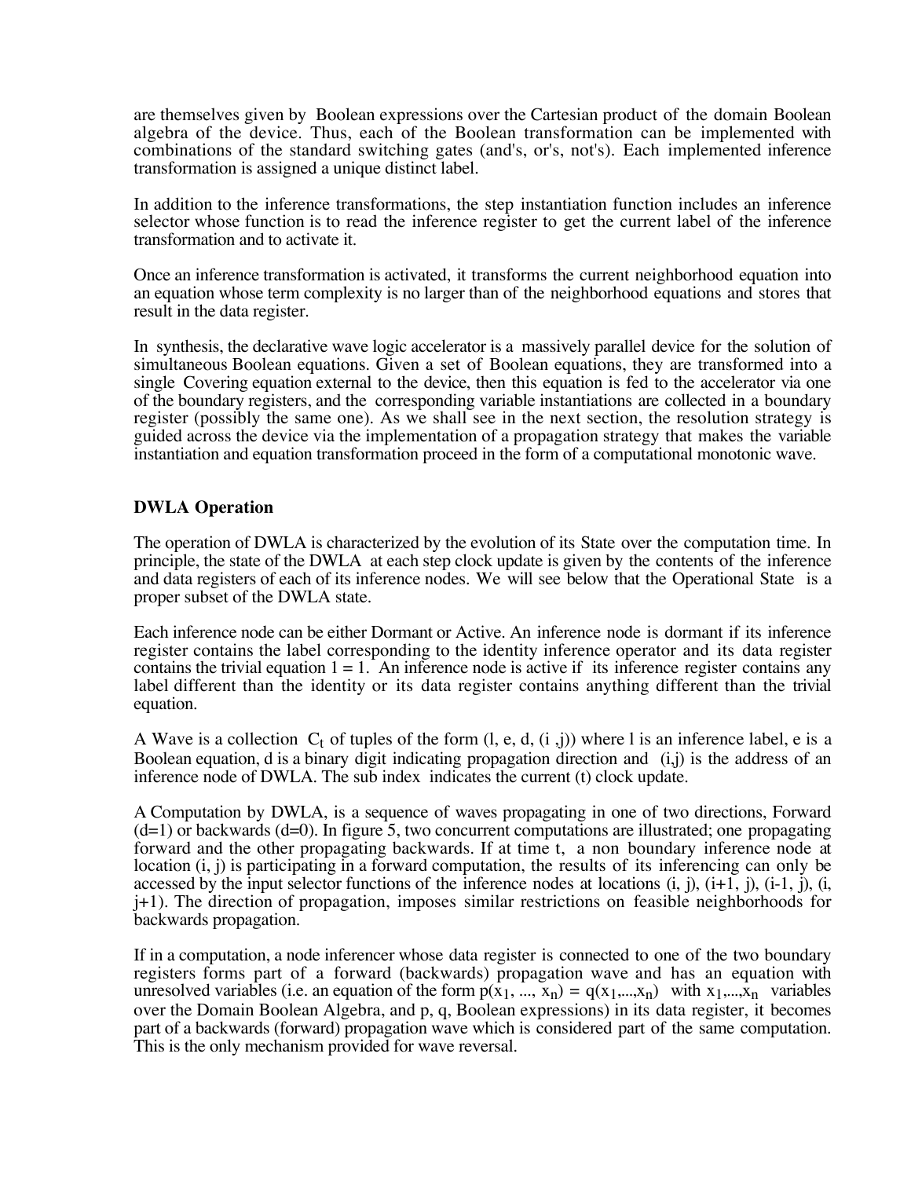are themselves given by Boolean expressions over the Cartesian product of the domain Boolean algebra of the device. Thus, each of the Boolean transformation can be implemented with combinations of the standard switching gates (and's, or's, not's). Each implemented inference transformation is assigned a unique distinct label.

In addition to the inference transformations, the step instantiation function includes an inference selector whose function is to read the inference register to get the current label of the inference transformation and to activate it.

Once an inference transformation is activated, it transforms the current neighborhood equation into an equation whose term complexity is no larger than of the neighborhood equations and stores that result in the data register.

In synthesis, the declarative wave logic accelerator is a massively parallel device for the solution of simultaneous Boolean equations. Given a set of Boolean equations, they are transformed into a single Covering equation external to the device, then this equation is fed to the accelerator via one of the boundary registers, and the corresponding variable instantiations are collected in a boundary register (possibly the same one). As we shall see in the next section, the resolution strategy is guided across the device via the implementation of a propagation strategy that makes the variable instantiation and equation transformation proceed in the form of a computational monotonic wave.

## DWLA Operation

The operation of DWLA is characterized by the evolution of its State over the computation time. In principle, the state of the DWLA at each step clock update is given by the contents of the inference and data registers of each of its inference nodes. We will see below that the Operational State is a proper subset of the DWLA state.

Each inference node can be either Dormant or Active. An inference node is dormant if its inference register contains the label corresponding to the identity inference operator and its data register contains the trivial equation $1 = 1$. An inference node is active if its inference register contains any label different than the identity or its data register contains anything different than the trivial equation.

A Wave is a collection $C_t$ of tuples of the form (l, e, d, (i ,j)) where l is an inference label, e is a Boolean equation, d is a binary digit indicating propagation direction and (i,j) is the address of an inference node of DWLA. The sub index indicates the current (t) clock update.

A Computation by DWLA, is a sequence of waves propagating in one of two directions, Forward (d=1) or backwards (d=0). In figure 5, two concurrent computations are illustrated; one propagating forward and the other propagating backwards. If at time t, a non boundary inference node at location (i, j) is participating in a forward computation, the results of its inferencing can only be accessed by the input selector functions of the inference nodes at locations (i, j), (i+1, j), (i-1, j), (i, j+1). The direction of propagation, imposes similar restrictions on feasible neighborhoods for backwards propagation.

If in a computation, a node inferencer whose data register is connected to one of the two boundary registers forms part of a forward (backwards) propagation wave and has an equation with unresolved variables (i.e. an equation of the form $p(x_1, ..., x_n) = q(x_1,...,x_n)$ with $x_1,...,x_n$ variables over the Domain Boolean Algebra, and p, q, Boolean expressions) in its data register, it becomes part of a backwards (forward) propagation wave which is considered part of the same computation. This is the only mechanism provided for wave reversal.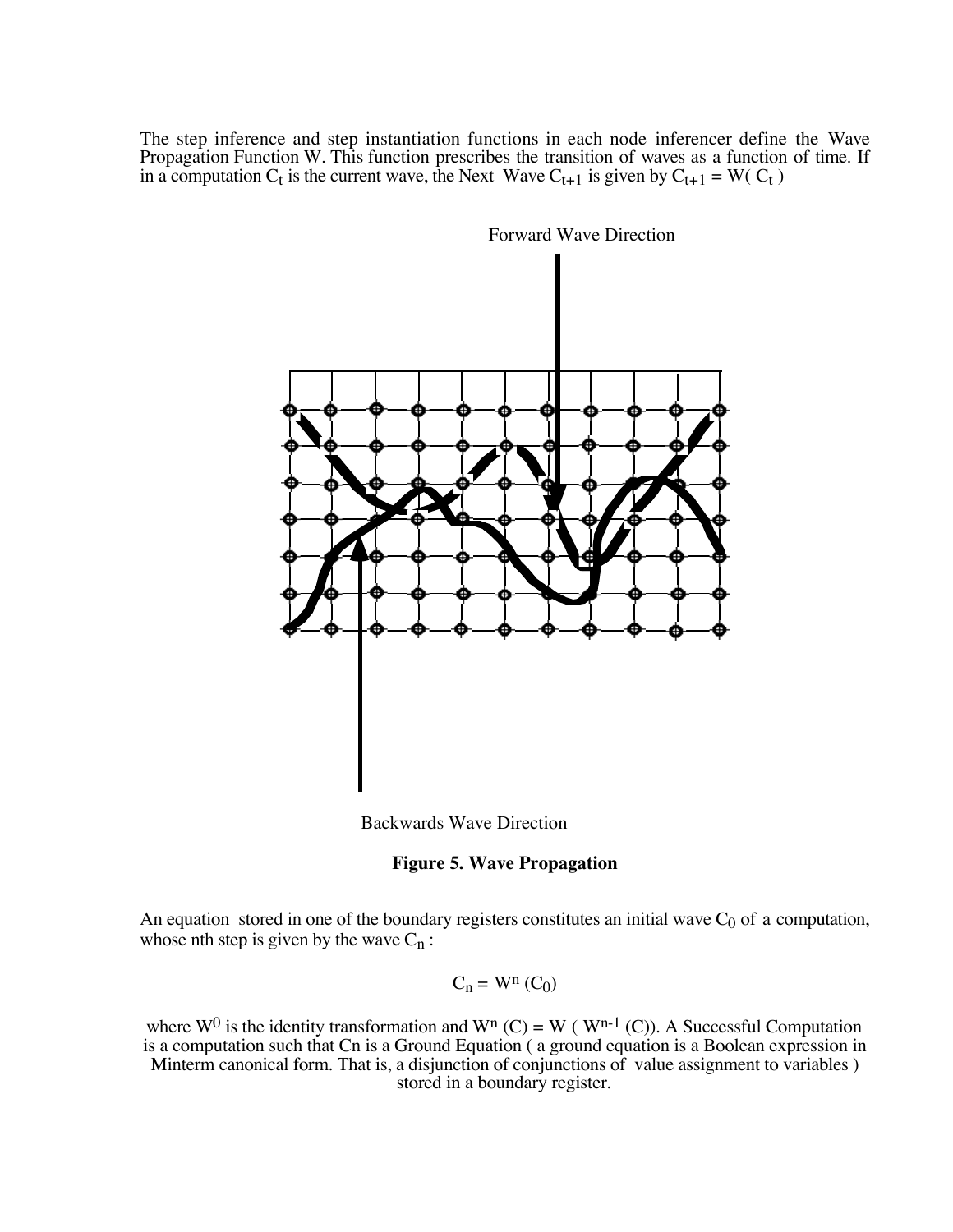The step inference and step instantiation functions in each node inferencer define the Wave Propagation Function W. This function prescribes the transition of waves as a function of time. If in a computation $C_t$ is the current wave, the Next Wave $C_{t+1}$ is given by $C_{t+1} = W( C_t )$

Forward Wave Direction

Backwards Wave Direction

**Figure 5. Wave Propagation**

An equation stored in one of the boundary registers constitutes an initial wave $C_0$ of a computation, whose nth step is given by the wave $C_n$ :

$$C_n = W^n (C_0)$$

where $W^0$ is the identity transformation and $W^n (C) = W ( W^{n-1} (C))$. A Successful Computation is a computation such that Cn is a Ground Equation ( a ground equation is a Boolean expression in Minterm canonical form. That is, a disjunction of conjunctions of value assignment to variables ) stored in a boundary register.